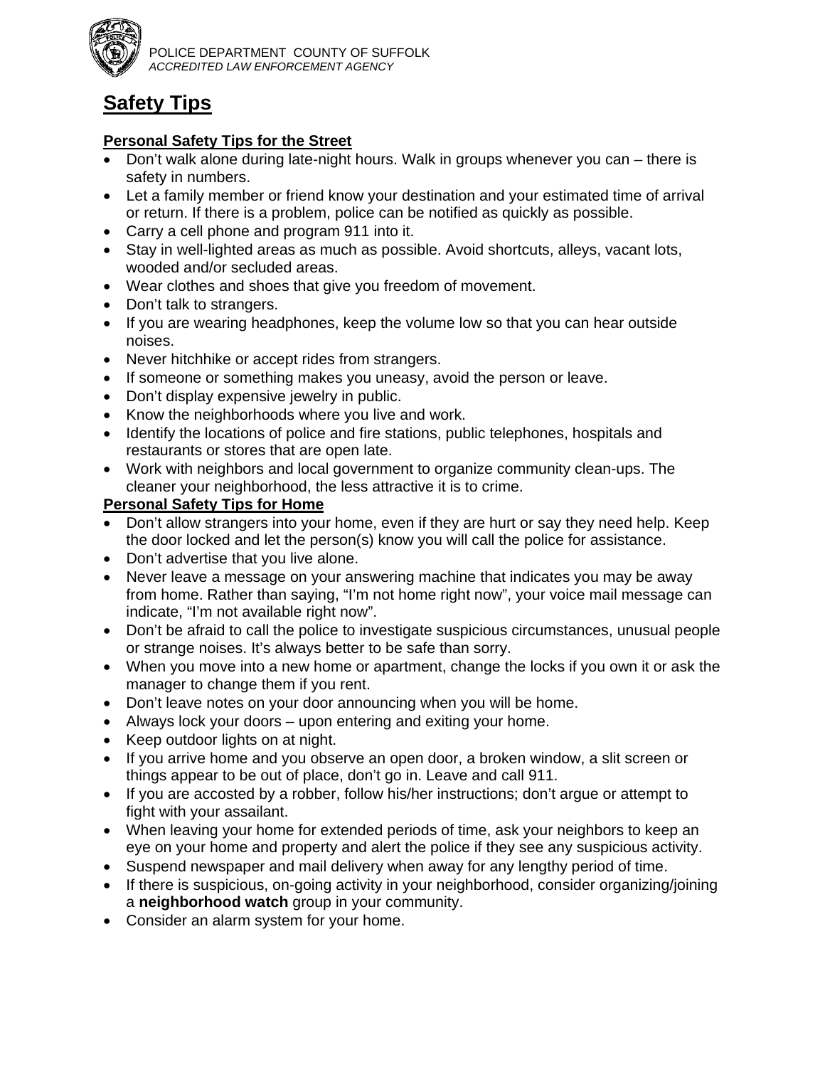POLICE DEPARTMENT COUNTY OF SUFFOLK
*ACCREDITED LAW ENFORCEMENT AGENCY*

# Safety Tips

### Personal Safety Tips for the Street

- Don't walk alone during late-night hours. Walk in groups whenever you can – there is safety in numbers.
- Let a family member or friend know your destination and your estimated time of arrival or return. If there is a problem, police can be notified as quickly as possible.
- Carry a cell phone and program 911 into it.
- Stay in well-lighted areas as much as possible. Avoid shortcuts, alleys, vacant lots, wooded and/or secluded areas.
- Wear clothes and shoes that give you freedom of movement.
- Don't talk to strangers.
- If you are wearing headphones, keep the volume low so that you can hear outside noises.
- Never hitchhike or accept rides from strangers.
- If someone or something makes you uneasy, avoid the person or leave.
- Don't display expensive jewelry in public.
- Know the neighborhoods where you live and work.
- Identify the locations of police and fire stations, public telephones, hospitals and restaurants or stores that are open late.
- Work with neighbors and local government to organize community clean-ups. The cleaner your neighborhood, the less attractive it is to crime.

### Personal Safety Tips for Home

- Don't allow strangers into your home, even if they are hurt or say they need help. Keep the door locked and let the person(s) know you will call the police for assistance.
- Don't advertise that you live alone.
- Never leave a message on your answering machine that indicates you may be away from home. Rather than saying, "I'm not home right now", your voice mail message can indicate, "I'm not available right now".
- Don't be afraid to call the police to investigate suspicious circumstances, unusual people or strange noises. It's always better to be safe than sorry.
- When you move into a new home or apartment, change the locks if you own it or ask the manager to change them if you rent.
- Don't leave notes on your door announcing when you will be home.
- Always lock your doors – upon entering and exiting your home.
- Keep outdoor lights on at night.
- If you arrive home and you observe an open door, a broken window, a slit screen or things appear to be out of place, don't go in. Leave and call 911.
- If you are accosted by a robber, follow his/her instructions; don't argue or attempt to fight with your assailant.
- When leaving your home for extended periods of time, ask your neighbors to keep an eye on your home and property and alert the police if they see any suspicious activity.
- Suspend newspaper and mail delivery when away for any lengthy period of time.
- If there is suspicious, on-going activity in your neighborhood, consider organizing/joining a **neighborhood watch** group in your community.
- Consider an alarm system for your home.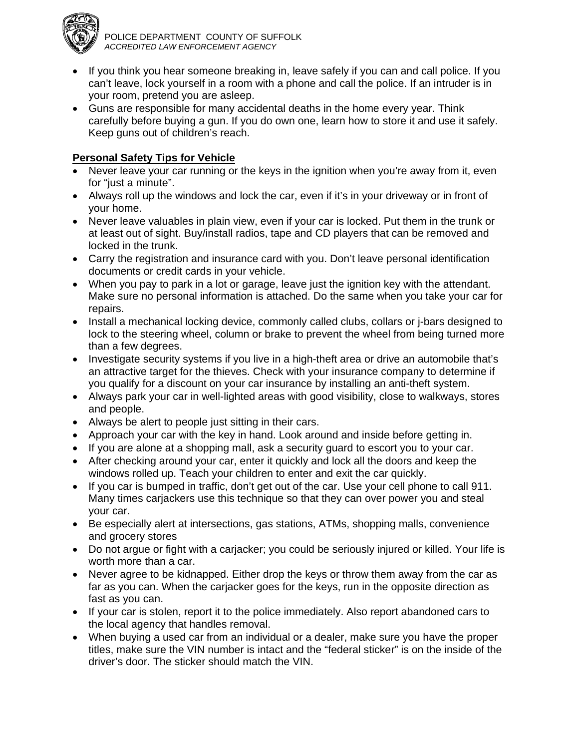- If you think you hear someone breaking in, leave safely if you can and call police. If you can't leave, lock yourself in a room with a phone and call the police. If an intruder is in your room, pretend you are asleep.
- Guns are responsible for many accidental deaths in the home every year. Think carefully before buying a gun. If you do own one, learn how to store it and use it safely. Keep guns out of children's reach.

**Personal Safety Tips for Vehicle**

- Never leave your car running or the keys in the ignition when you're away from it, even for "just a minute".
- Always roll up the windows and lock the car, even if it's in your driveway or in front of your home.
- Never leave valuables in plain view, even if your car is locked. Put them in the trunk or at least out of sight. Buy/install radios, tape and CD players that can be removed and locked in the trunk.
- Carry the registration and insurance card with you. Don't leave personal identification documents or credit cards in your vehicle.
- When you pay to park in a lot or garage, leave just the ignition key with the attendant. Make sure no personal information is attached. Do the same when you take your car for repairs.
- Install a mechanical locking device, commonly called clubs, collars or j-bars designed to lock to the steering wheel, column or brake to prevent the wheel from being turned more than a few degrees.
- Investigate security systems if you live in a high-theft area or drive an automobile that's an attractive target for the thieves. Check with your insurance company to determine if you qualify for a discount on your car insurance by installing an anti-theft system.
- Always park your car in well-lighted areas with good visibility, close to walkways, stores and people.
- Always be alert to people just sitting in their cars.
- Approach your car with the key in hand. Look around and inside before getting in.
- If you are alone at a shopping mall, ask a security guard to escort you to your car.
- After checking around your car, enter it quickly and lock all the doors and keep the windows rolled up. Teach your children to enter and exit the car quickly.
- If you car is bumped in traffic, don't get out of the car. Use your cell phone to call 911. Many times carjackers use this technique so that they can over power you and steal your car.
- Be especially alert at intersections, gas stations, ATMs, shopping malls, convenience and grocery stores
- Do not argue or fight with a carjacker; you could be seriously injured or killed. Your life is worth more than a car.
- Never agree to be kidnapped. Either drop the keys or throw them away from the car as far as you can. When the carjacker goes for the keys, run in the opposite direction as fast as you can.
- If your car is stolen, report it to the police immediately. Also report abandoned cars to the local agency that handles removal.
- When buying a used car from an individual or a dealer, make sure you have the proper titles, make sure the VIN number is intact and the "federal sticker" is on the inside of the driver's door. The sticker should match the VIN.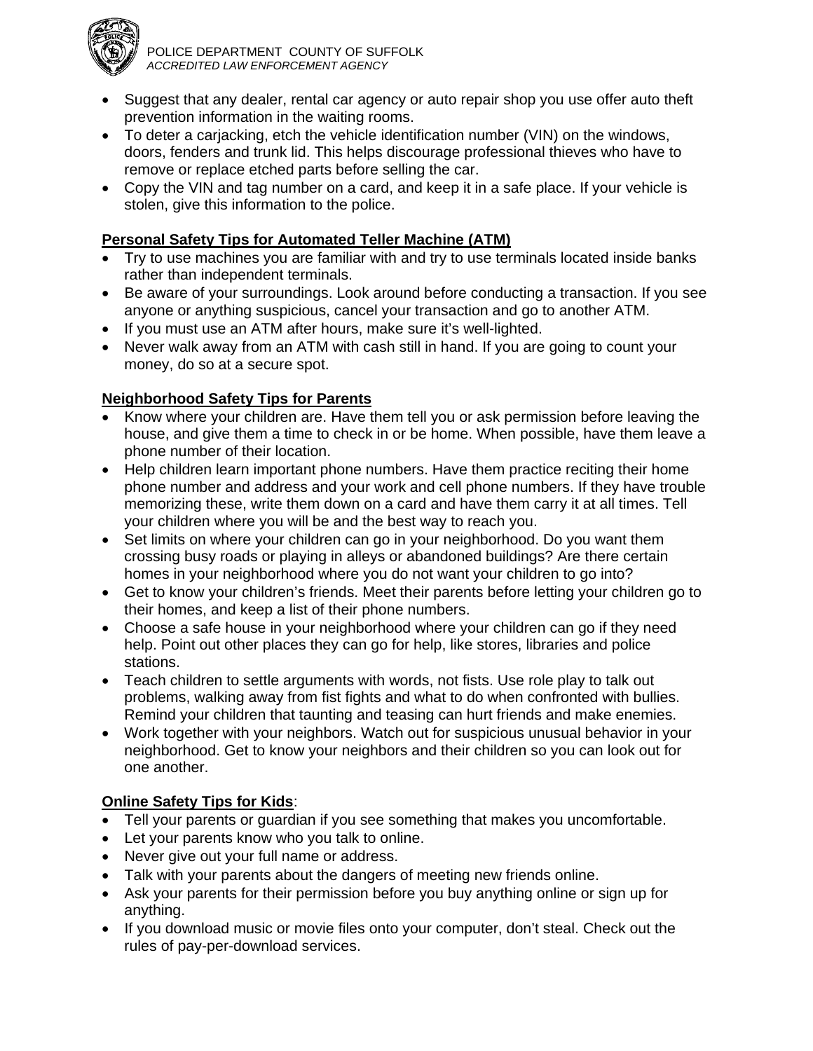- Suggest that any dealer, rental car agency or auto repair shop you use offer auto theft prevention information in the waiting rooms.
- To deter a carjacking, etch the vehicle identification number (VIN) on the windows, doors, fenders and trunk lid. This helps discourage professional thieves who have to remove or replace etched parts before selling the car.
- Copy the VIN and tag number on a card, and keep it in a safe place. If your vehicle is stolen, give this information to the police.

**Personal Safety Tips for Automated Teller Machine (ATM)**

- Try to use machines you are familiar with and try to use terminals located inside banks rather than independent terminals.
- Be aware of your surroundings. Look around before conducting a transaction. If you see anyone or anything suspicious, cancel your transaction and go to another ATM.
- If you must use an ATM after hours, make sure it's well-lighted.
- Never walk away from an ATM with cash still in hand. If you are going to count your money, do so at a secure spot.

**Neighborhood Safety Tips for Parents**

- Know where your children are. Have them tell you or ask permission before leaving the house, and give them a time to check in or be home. When possible, have them leave a phone number of their location.
- Help children learn important phone numbers. Have them practice reciting their home phone number and address and your work and cell phone numbers. If they have trouble memorizing these, write them down on a card and have them carry it at all times. Tell your children where you will be and the best way to reach you.
- Set limits on where your children can go in your neighborhood. Do you want them crossing busy roads or playing in alleys or abandoned buildings? Are there certain homes in your neighborhood where you do not want your children to go into?
- Get to know your children's friends. Meet their parents before letting your children go to their homes, and keep a list of their phone numbers.
- Choose a safe house in your neighborhood where your children can go if they need help. Point out other places they can go for help, like stores, libraries and police stations.
- Teach children to settle arguments with words, not fists. Use role play to talk out problems, walking away from fist fights and what to do when confronted with bullies. Remind your children that taunting and teasing can hurt friends and make enemies.
- Work together with your neighbors. Watch out for suspicious unusual behavior in your neighborhood. Get to know your neighbors and their children so you can look out for one another.

**Online Safety Tips for Kids**:

- Tell your parents or guardian if you see something that makes you uncomfortable.
- Let your parents know who you talk to online.
- Never give out your full name or address.
- Talk with your parents about the dangers of meeting new friends online.
- Ask your parents for their permission before you buy anything online or sign up for anything.
- If you download music or movie files onto your computer, don't steal. Check out the rules of pay-per-download services.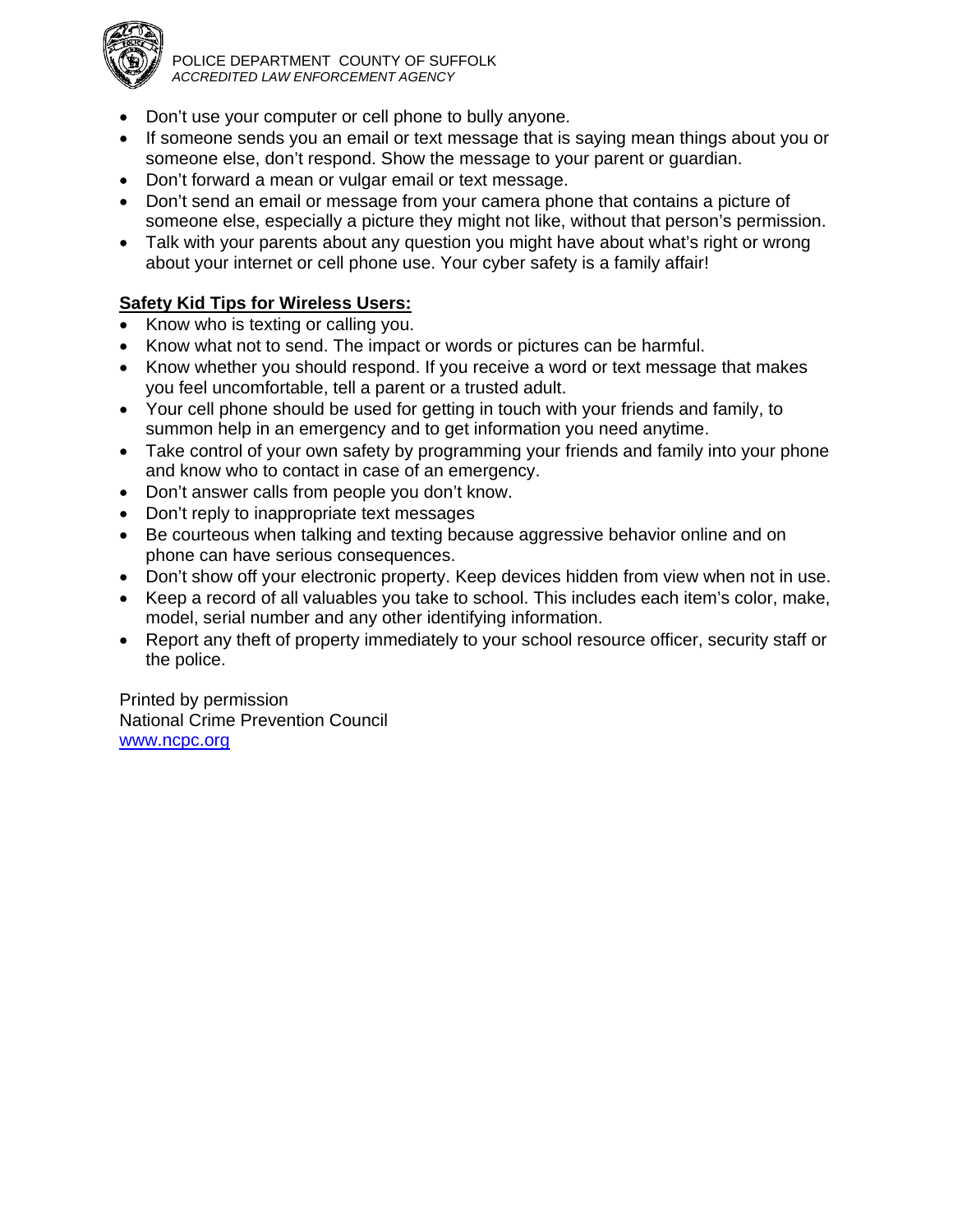- Don't use your computer or cell phone to bully anyone.
- If someone sends you an email or text message that is saying mean things about you or someone else, don't respond. Show the message to your parent or guardian.
- Don't forward a mean or vulgar email or text message.
- Don't send an email or message from your camera phone that contains a picture of someone else, especially a picture they might not like, without that person's permission.
- Talk with your parents about any question you might have about what's right or wrong about your internet or cell phone use. Your cyber safety is a family affair!

**Safety Kid Tips for Wireless Users:**

- Know who is texting or calling you.
- Know what not to send. The impact or words or pictures can be harmful.
- Know whether you should respond. If you receive a word or text message that makes you feel uncomfortable, tell a parent or a trusted adult.
- Your cell phone should be used for getting in touch with your friends and family, to summon help in an emergency and to get information you need anytime.
- Take control of your own safety by programming your friends and family into your phone and know who to contact in case of an emergency.
- Don't answer calls from people you don't know.
- Don't reply to inappropriate text messages
- Be courteous when talking and texting because aggressive behavior online and on phone can have serious consequences.
- Don't show off your electronic property. Keep devices hidden from view when not in use.
- Keep a record of all valuables you take to school. This includes each item's color, make, model, serial number and any other identifying information.
- Report any theft of property immediately to your school resource officer, security staff or the police.

Printed by permission
National Crime Prevention Council
www.ncpc.org